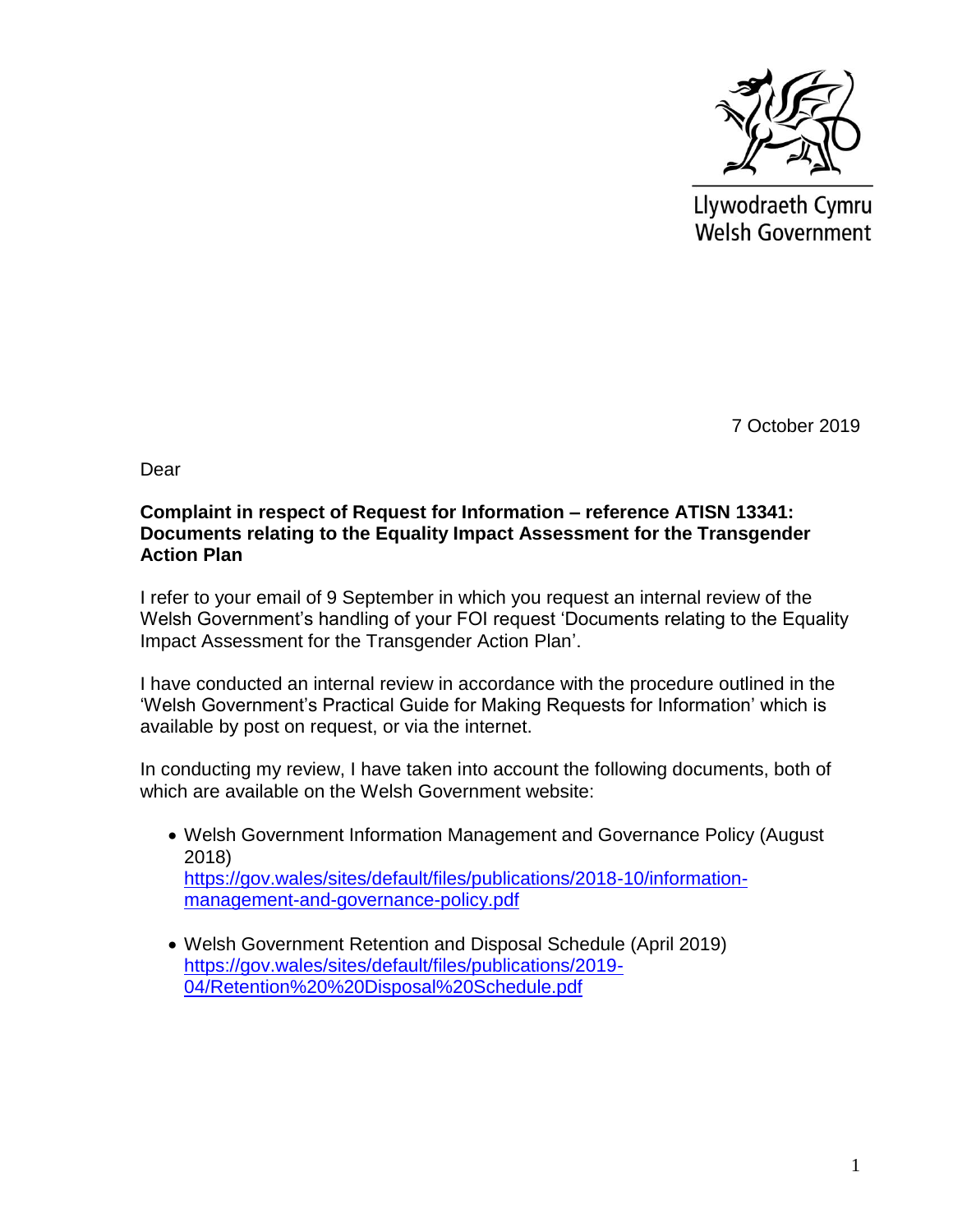Llywodraeth Cymru
Welsh Government

7 October 2019

Dear

**Complaint in respect of Request for Information – reference ATISN 13341: Documents relating to the Equality Impact Assessment for the Transgender Action Plan**

I refer to your email of 9 September in which you request an internal review of the Welsh Government's handling of your FOI request 'Documents relating to the Equality Impact Assessment for the Transgender Action Plan'.

I have conducted an internal review in accordance with the procedure outlined in the 'Welsh Government's Practical Guide for Making Requests for Information' which is available by post on request, or via the internet.

In conducting my review, I have taken into account the following documents, both of which are available on the Welsh Government website:

- Welsh Government Information Management and Governance Policy (August 2018)
  [https://gov.wales/sites/default/files/publications/2018-10/information-management-and-governance-policy.pdf](https://gov.wales/sites/default/files/publications/2018-10/information-management-and-governance-policy.pdf)

- Welsh Government Retention and Disposal Schedule (April 2019)
  [https://gov.wales/sites/default/files/publications/2019-04/Retention%20%20Disposal%20Schedule.pdf](https://gov.wales/sites/default/files/publications/2019-04/Retention%20%20Disposal%20Schedule.pdf)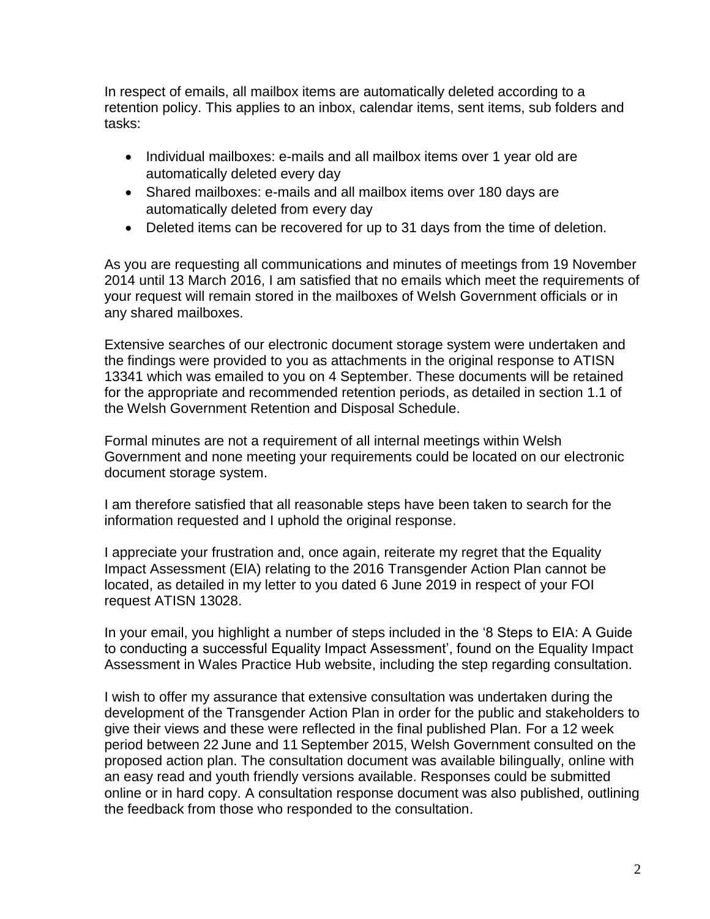In respect of emails, all mailbox items are automatically deleted according to a retention policy. This applies to an inbox, calendar items, sent items, sub folders and tasks:

- Individual mailboxes: e-mails and all mailbox items over 1 year old are automatically deleted every day
- Shared mailboxes: e-mails and all mailbox items over 180 days are automatically deleted from every day
- Deleted items can be recovered for up to 31 days from the time of deletion.

As you are requesting all communications and minutes of meetings from 19 November 2014 until 13 March 2016, I am satisfied that no emails which meet the requirements of your request will remain stored in the mailboxes of Welsh Government officials or in any shared mailboxes.

Extensive searches of our electronic document storage system were undertaken and the findings were provided to you as attachments in the original response to ATISN 13341 which was emailed to you on 4 September. These documents will be retained for the appropriate and recommended retention periods, as detailed in section 1.1 of the Welsh Government Retention and Disposal Schedule.

Formal minutes are not a requirement of all internal meetings within Welsh Government and none meeting your requirements could be located on our electronic document storage system.

I am therefore satisfied that all reasonable steps have been taken to search for the information requested and I uphold the original response.

I appreciate your frustration and, once again, reiterate my regret that the Equality Impact Assessment (EIA) relating to the 2016 Transgender Action Plan cannot be located, as detailed in my letter to you dated 6 June 2019 in respect of your FOI request ATISN 13028.

In your email, you highlight a number of steps included in the '8 Steps to EIA: A Guide to conducting a successful Equality Impact Assessment', found on the Equality Impact Assessment in Wales Practice Hub website, including the step regarding consultation.

I wish to offer my assurance that extensive consultation was undertaken during the development of the Transgender Action Plan in order for the public and stakeholders to give their views and these were reflected in the final published Plan. For a 12 week period between 22 June and 11 September 2015, Welsh Government consulted on the proposed action plan. The consultation document was available bilingually, online with an easy read and youth friendly versions available. Responses could be submitted online or in hard copy. A consultation response document was also published, outlining the feedback from those who responded to the consultation.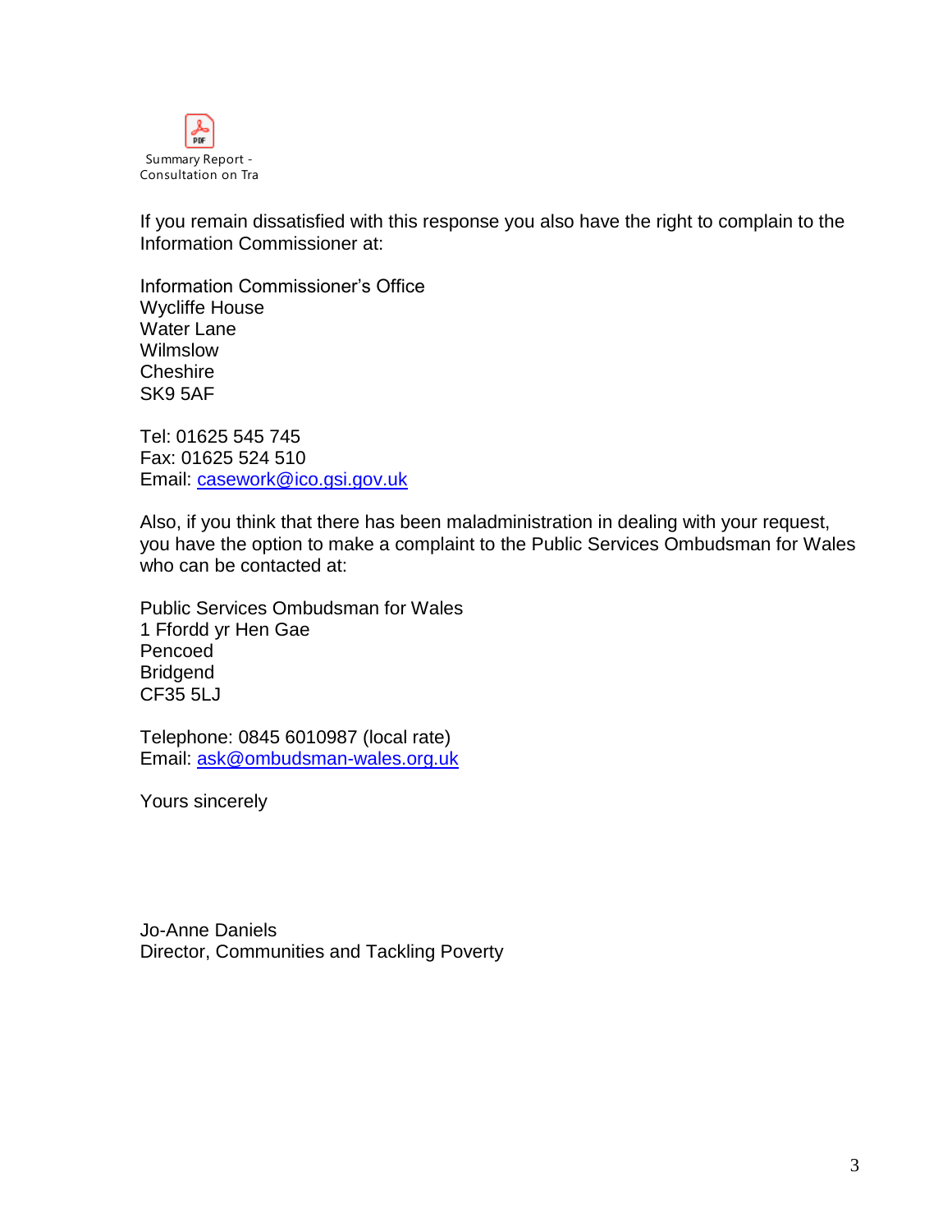Summary Report - Consultation on Tra

If you remain dissatisfied with this response you also have the right to complain to the Information Commissioner at:

Information Commissioner's Office
Wycliffe House
Water Lane
Wilmslow
Cheshire
SK9 5AF

Tel: 01625 545 745
Fax: 01625 524 510
Email: casework@ico.gsi.gov.uk

Also, if you think that there has been maladministration in dealing with your request, you have the option to make a complaint to the Public Services Ombudsman for Wales who can be contacted at:

Public Services Ombudsman for Wales
1 Ffordd yr Hen Gae
Pencoed
Bridgend
CF35 5LJ

Telephone: 0845 6010987 (local rate)
Email: ask@ombudsman-wales.org.uk

Yours sincerely

Jo-Anne Daniels
Director, Communities and Tackling Poverty